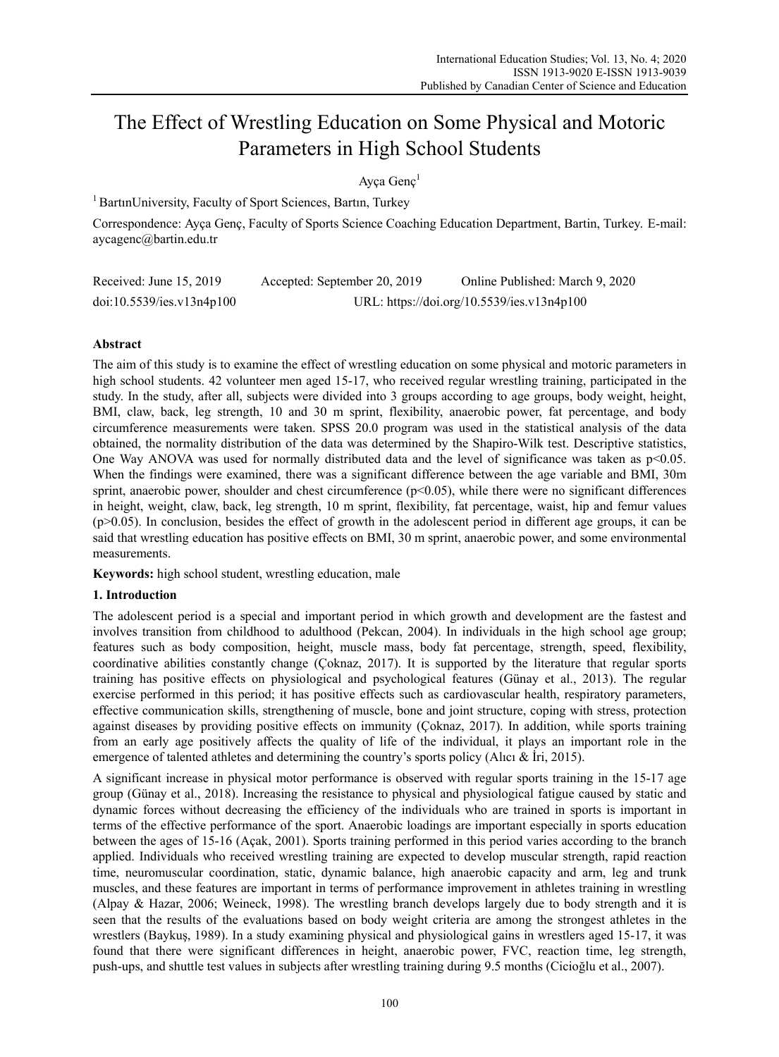# The Effect of Wrestling Education on Some Physical and Motoric Parameters in High School Students

Ayça Genç[1]

[1] BartınUniversity, Faculty of Sport Sciences, Bartın, Turkey

Correspondence: Ayça Genç, Faculty of Sports Science Coaching Education Department, Bartin, Turkey. E-mail: aycagenc@bartin.edu.tr

Received: June 15, 2019 Accepted: September 20, 2019 Online Published: March 9, 2020

doi:10.5539/ies.v13n4p100 URL: https://doi.org/10.5539/ies.v13n4p100

## Abstract

The aim of this study is to examine the effect of wrestling education on some physical and motoric parameters in high school students. 42 volunteer men aged 15-17, who received regular wrestling training, participated in the study. In the study, after all, subjects were divided into 3 groups according to age groups, body weight, height, BMI, claw, back, leg strength, 10 and 30 m sprint, flexibility, anaerobic power, fat percentage, and body circumference measurements were taken. SPSS 20.0 program was used in the statistical analysis of the data obtained, the normality distribution of the data was determined by the Shapiro-Wilk test. Descriptive statistics, One Way ANOVA was used for normally distributed data and the level of significance was taken as $p<0.05$. When the findings were examined, there was a significant difference between the age variable and BMI, 30m sprint, anaerobic power, shoulder and chest circumference ($p<0.05$), while there were no significant differences in height, weight, claw, back, leg strength, 10 m sprint, flexibility, fat percentage, waist, hip and femur values ($p>0.05$). In conclusion, besides the effect of growth in the adolescent period in different age groups, it can be said that wrestling education has positive effects on BMI, 30 m sprint, anaerobic power, and some environmental measurements.

**Keywords:** high school student, wrestling education, male

## 1. Introduction

The adolescent period is a special and important period in which growth and development are the fastest and involves transition from childhood to adulthood (Pekcan, 2004). In individuals in the high school age group; features such as body composition, height, muscle mass, body fat percentage, strength, speed, flexibility, coordinative abilities constantly change (Çoknaz, 2017). It is supported by the literature that regular sports training has positive effects on physiological and psychological features (Günay et al., 2013). The regular exercise performed in this period; it has positive effects such as cardiovascular health, respiratory parameters, effective communication skills, strengthening of muscle, bone and joint structure, coping with stress, protection against diseases by providing positive effects on immunity (Çoknaz, 2017). In addition, while sports training from an early age positively affects the quality of life of the individual, it plays an important role in the emergence of talented athletes and determining the country's sports policy (Alıcı & İri, 2015).

A significant increase in physical motor performance is observed with regular sports training in the 15-17 age group (Günay et al., 2018). Increasing the resistance to physical and physiological fatigue caused by static and dynamic forces without decreasing the efficiency of the individuals who are trained in sports is important in terms of the effective performance of the sport. Anaerobic loadings are important especially in sports education between the ages of 15-16 (Açak, 2001). Sports training performed in this period varies according to the branch applied. Individuals who received wrestling training are expected to develop muscular strength, rapid reaction time, neuromuscular coordination, static, dynamic balance, high anaerobic capacity and arm, leg and trunk muscles, and these features are important in terms of performance improvement in athletes training in wrestling (Alpay & Hazar, 2006; Weineck, 1998). The wrestling branch develops largely due to body strength and it is seen that the results of the evaluations based on body weight criteria are among the strongest athletes in the wrestlers (Baykuş, 1989). In a study examining physical and physiological gains in wrestlers aged 15-17, it was found that there were significant differences in height, anaerobic power, FVC, reaction time, leg strength, push-ups, and shuttle test values in subjects after wrestling training during 9.5 months (Cicioğlu et al., 2007).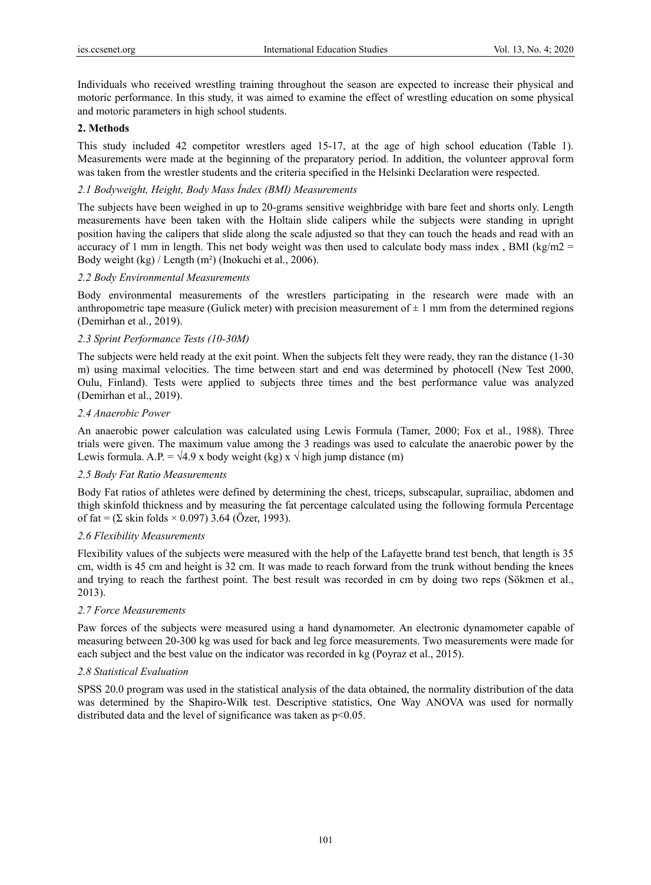Individuals who received wrestling training throughout the season are expected to increase their physical and motoric performance. In this study, it was aimed to examine the effect of wrestling education on some physical and motoric parameters in high school students.

## 2. Methods

This study included 42 competitor wrestlers aged 15-17, at the age of high school education (Table 1). Measurements were made at the beginning of the preparatory period. In addition, the volunteer approval form was taken from the wrestler students and the criteria specified in the Helsinki Declaration were respected.

### *2.1 Bodyweight, Height, Body Mass İndex (BMI) Measurements*

The subjects have been weighed in up to 20-grams sensitive weighbridge with bare feet and shorts only. Length measurements have been taken with the Holtain slide calipers while the subjects were standing in upright position having the calipers that slide along the scale adjusted so that they can touch the heads and read with an accuracy of 1 mm in length. This net body weight was then used to calculate body mass index , BMI ($kg/m2$ = Body weight (kg) / Length ($m^2$)) (Inokuchi et al., 2006).

### *2.2 Body Environmental Measurements*

Body environmental measurements of the wrestlers participating in the research were made with an anthropometric tape measure (Gulick meter) with precision measurement of ± 1 mm from the determined regions (Demirhan et al., 2019).

### *2.3 Sprint Performance Tests (10-30M)*

The subjects were held ready at the exit point. When the subjects felt they were ready, they ran the distance (1-30 m) using maximal velocities. The time between start and end was determined by photocell (New Test 2000, Oulu, Finland). Tests were applied to subjects three times and the best performance value was analyzed (Demirhan et al., 2019).

### *2.4 Anaerobic Power*

An anaerobic power calculation was calculated using Lewis Formula (Tamer, 2000; Fox et al., 1988). Three trials were given. The maximum value among the 3 readings was used to calculate the anaerobic power by the Lewis formula. A.P. = $\sqrt{4.9}$ x body weight (kg) x $\sqrt{\text{high jump distance (m)}}$

### *2.5 Body Fat Ratio Measurements*

Body Fat ratios of athletes were defined by determining the chest, triceps, subscapular, suprailiac, abdomen and thigh skinfold thickness and by measuring the fat percentage calculated using the following formula Percentage of fat = ($\Sigma$ skin folds $\times$ 0.097) 3.64 (Özer, 1993).

### *2.6 Flexibility Measurements*

Flexibility values of the subjects were measured with the help of the Lafayette brand test bench, that length is 35 cm, width is 45 cm and height is 32 cm. It was made to reach forward from the trunk without bending the knees and trying to reach the farthest point. The best result was recorded in cm by doing two reps (Sökmen et al., 2013).

### *2.7 Force Measurements*

Paw forces of the subjects were measured using a hand dynamometer. An electronic dynamometer capable of measuring between 20-300 kg was used for back and leg force measurements. Two measurements were made for each subject and the best value on the indicator was recorded in kg (Poyraz et al., 2015).

### *2.8 Statistical Evaluation*

SPSS 20.0 program was used in the statistical analysis of the data obtained, the normality distribution of the data was determined by the Shapiro-Wilk test. Descriptive statistics, One Way ANOVA was used for normally distributed data and the level of significance was taken as $p<0.05$.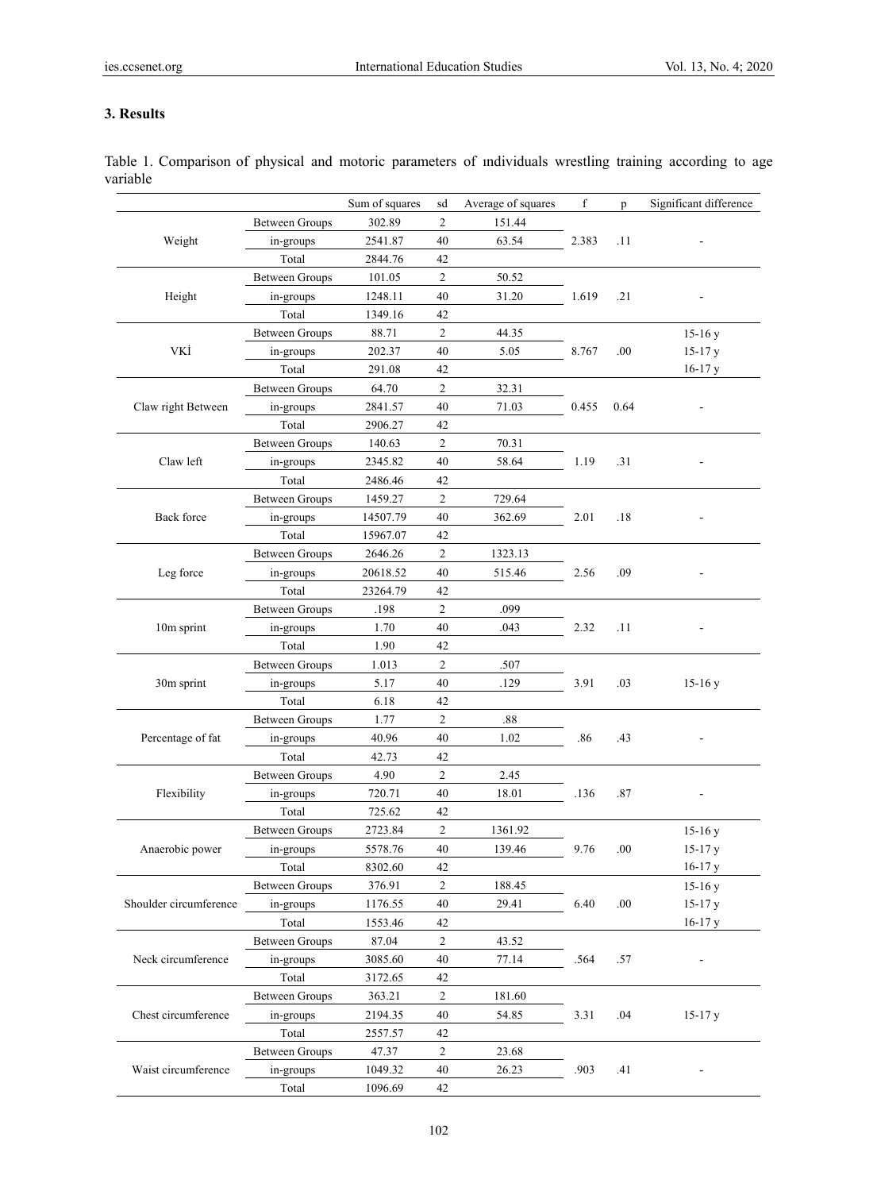## 3. Results

Table 1. Comparison of physical and motoric parameters of ındividuals wrestling training according to age variable

| | | Sum of squares | sd | Average of squares | f | p | Significant difference |
|---|---|---|---|---|---|---|---|
| Weight | Between Groups | 302.89 | 2 | 151.44 | 2.383 | .11 | - |
| | in-groups | 2541.87 | 40 | 63.54 | | | |
| | Total | 2844.76 | 42 | | | | |
| Height | Between Groups | 101.05 | 2 | 50.52 | 1.619 | .21 | - |
| | in-groups | 1248.11 | 40 | 31.20 | | | |
| | Total | 1349.16 | 42 | | | | |
| VKİ | Between Groups | 88.71 | 2 | 44.35 | 8.767 | .00 | 15-16 y |
| | in-groups | 202.37 | 40 | 5.05 | | | 15-17 y |
| | Total | 291.08 | 42 | | | | 16-17 y |
| Claw right Between | Between Groups | 64.70 | 2 | 32.31 | 0.455 | 0.64 | - |
| | in-groups | 2841.57 | 40 | 71.03 | | | |
| | Total | 2906.27 | 42 | | | | |
| Claw left | Between Groups | 140.63 | 2 | 70.31 | 1.19 | .31 | - |
| | in-groups | 2345.82 | 40 | 58.64 | | | |
| | Total | 2486.46 | 42 | | | | |
| Back force | Between Groups | 1459.27 | 2 | 729.64 | 2.01 | .18 | - |
| | in-groups | 14507.79 | 40 | 362.69 | | | |
| | Total | 15967.07 | 42 | | | | |
| Leg force | Between Groups | 2646.26 | 2 | 1323.13 | 2.56 | .09 | - |
| | in-groups | 20618.52 | 40 | 515.46 | | | |
| | Total | 23264.79 | 42 | | | | |
| 10m sprint | Between Groups | .198 | 2 | .099 | 2.32 | .11 | - |
| | in-groups | 1.70 | 40 | .043 | | | |
| | Total | 1.90 | 42 | | | | |
| 30m sprint | Between Groups | 1.013 | 2 | .507 | 3.91 | .03 | 15-16 y |
| | in-groups | 5.17 | 40 | .129 | | | |
| | Total | 6.18 | 42 | | | | |
| Percentage of fat | Between Groups | 1.77 | 2 | .88 | .86 | .43 | - |
| | in-groups | 40.96 | 40 | 1.02 | | | |
| | Total | 42.73 | 42 | | | | |
| Flexibility | Between Groups | 4.90 | 2 | 2.45 | .136 | .87 | - |
| | in-groups | 720.71 | 40 | 18.01 | | | |
| | Total | 725.62 | 42 | | | | |
| Anaerobic power | Between Groups | 2723.84 | 2 | 1361.92 | 9.76 | .00 | 15-16 y |
| | in-groups | 5578.76 | 40 | 139.46 | | | 15-17 y |
| | Total | 8302.60 | 42 | | | | 16-17 y |
| Shoulder circumference | Between Groups | 376.91 | 2 | 188.45 | 6.40 | .00 | 15-16 y |
| | in-groups | 1176.55 | 40 | 29.41 | | | 15-17 y |
| | Total | 1553.46 | 42 | | | | 16-17 y |
| Neck circumference | Between Groups | 87.04 | 2 | 43.52 | .564 | .57 | - |
| | in-groups | 3085.60 | 40 | 77.14 | | | |
| | Total | 3172.65 | 42 | | | | |
| Chest circumference | Between Groups | 363.21 | 2 | 181.60 | 3.31 | .04 | 15-17 y |
| | in-groups | 2194.35 | 40 | 54.85 | | | |
| | Total | 2557.57 | 42 | | | | |
| Waist circumference | Between Groups | 47.37 | 2 | 23.68 | .903 | .41 | - |
| | in-groups | 1049.32 | 40 | 26.23 | | | |
| | Total | 1096.69 | 42 | | | | |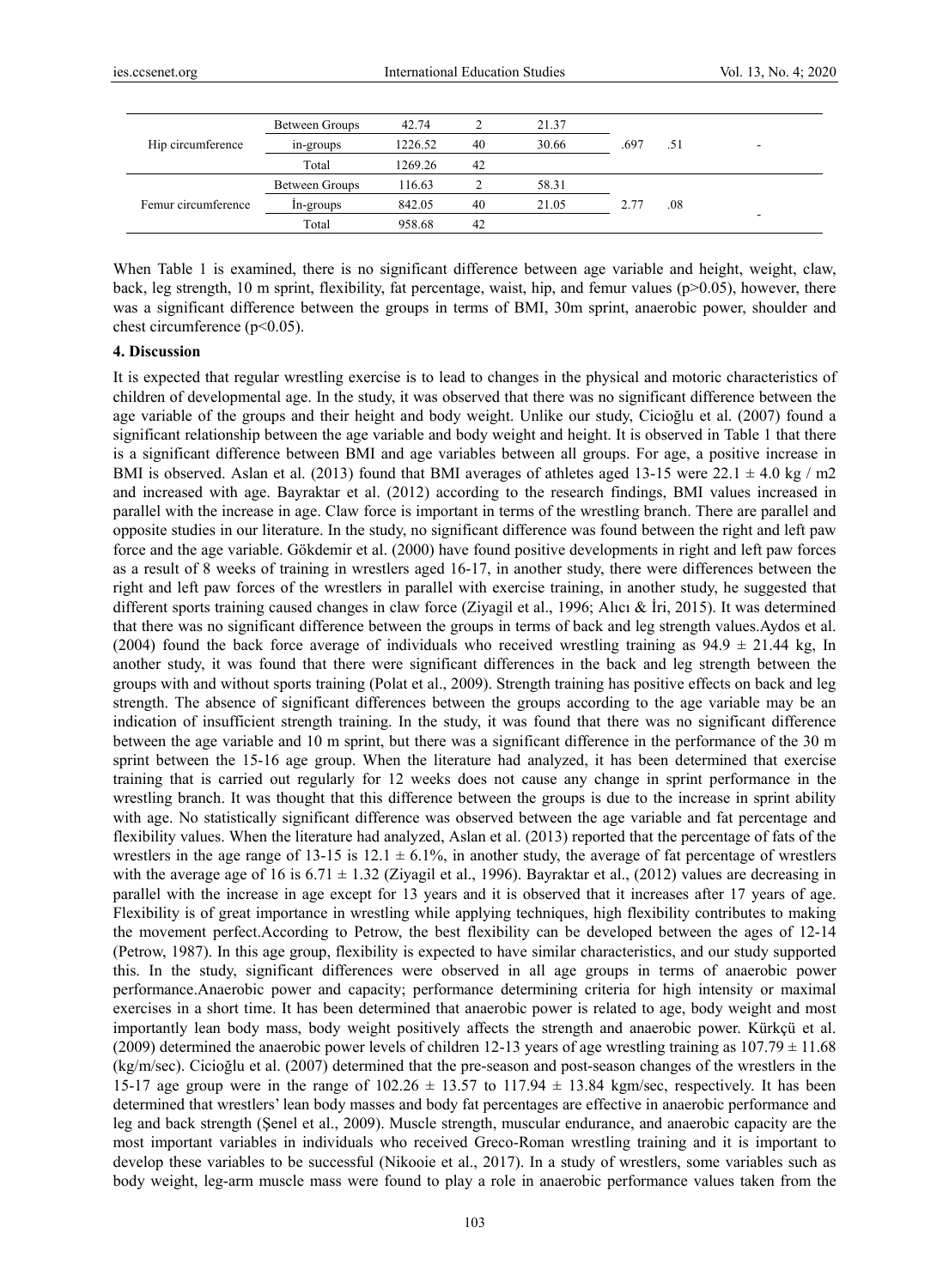| | | | | | | | |
|---|---|---|---|---|---|---|---|
| Hip circumference | Between Groups | 42.74 | 2 | 21.37 | .697 | .51 | - |
| | in-groups | 1226.52 | 40 | 30.66 | | | |
| | Total | 1269.26 | 42 | | | | |
| Femur circumference | Between Groups | 116.63 | 2 | 58.31 | 2.77 | .08 | - |
| | İn-groups | 842.05 | 40 | 21.05 | | | |
| | Total | 958.68 | 42 | | | | |

When Table 1 is examined, there is no significant difference between age variable and height, weight, claw, back, leg strength, 10 m sprint, flexibility, fat percentage, waist, hip, and femur values ($p>0.05$), however, there was a significant difference between the groups in terms of BMI, 30m sprint, anaerobic power, shoulder and chest circumference ($p<0.05$).

## 4. Discussion

It is expected that regular wrestling exercise is to lead to changes in the physical and motoric characteristics of children of developmental age. In the study, it was observed that there was no significant difference between the age variable of the groups and their height and body weight. Unlike our study, Cicioğlu et al. (2007) found a significant relationship between the age variable and body weight and height. It is observed in Table 1 that there is a significant difference between BMI and age variables between all groups. For age, a positive increase in BMI is observed. Aslan et al. (2013) found that BMI averages of athletes aged 13-15 were $22.1 \pm 4.0$ kg / m2 and increased with age. Bayraktar et al. (2012) according to the research findings, BMI values increased in parallel with the increase in age. Claw force is important in terms of the wrestling branch. There are parallel and opposite studies in our literature. In the study, no significant difference was found between the right and left paw force and the age variable. Gökdemir et al. (2000) have found positive developments in right and left paw forces as a result of 8 weeks of training in wrestlers aged 16-17, in another study, there were differences between the right and left paw forces of the wrestlers in parallel with exercise training, in another study, he suggested that different sports training caused changes in claw force (Ziyagil et al., 1996; Alıcı & İri, 2015). It was determined that there was no significant difference between the groups in terms of back and leg strength values.Aydos et al. (2004) found the back force average of individuals who received wrestling training as $94.9 \pm 21.44$ kg, In another study, it was found that there were significant differences in the back and leg strength between the groups with and without sports training (Polat et al., 2009). Strength training has positive effects on back and leg strength. The absence of significant differences between the groups according to the age variable may be an indication of insufficient strength training. In the study, it was found that there was no significant difference between the age variable and 10 m sprint, but there was a significant difference in the performance of the 30 m sprint between the 15-16 age group. When the literature had analyzed, it has been determined that exercise training that is carried out regularly for 12 weeks does not cause any change in sprint performance in the wrestling branch. It was thought that this difference between the groups is due to the increase in sprint ability with age. No statistically significant difference was observed between the age variable and fat percentage and flexibility values. When the literature had analyzed, Aslan et al. (2013) reported that the percentage of fats of the wrestlers in the age range of 13-15 is $12.1 \pm 6.1\%$, in another study, the average of fat percentage of wrestlers with the average age of 16 is $6.71 \pm 1.32$ (Ziyagil et al., 1996). Bayraktar et al., (2012) values are decreasing in parallel with the increase in age except for 13 years and it is observed that it increases after 17 years of age. Flexibility is of great importance in wrestling while applying techniques, high flexibility contributes to making the movement perfect.According to Petrow, the best flexibility can be developed between the ages of 12-14 (Petrow, 1987). In this age group, flexibility is expected to have similar characteristics, and our study supported this. In the study, significant differences were observed in all age groups in terms of anaerobic power performance.Anaerobic power and capacity; performance determining criteria for high intensity or maximal exercises in a short time. It has been determined that anaerobic power is related to age, body weight and most importantly lean body mass, body weight positively affects the strength and anaerobic power. Kürkçü et al. (2009) determined the anaerobic power levels of children 12-13 years of age wrestling training as $107.79 \pm 11.68$ (kg/m/sec). Cicioğlu et al. (2007) determined that the pre-season and post-season changes of the wrestlers in the 15-17 age group were in the range of $102.26 \pm 13.57$ to $117.94 \pm 13.84$ kgm/sec, respectively. It has been determined that wrestlers' lean body masses and body fat percentages are effective in anaerobic performance and leg and back strength (Şenel et al., 2009). Muscle strength, muscular endurance, and anaerobic capacity are the most important variables in individuals who received Greco-Roman wrestling training and it is important to develop these variables to be successful (Nikooie et al., 2017). In a study of wrestlers, some variables such as body weight, leg-arm muscle mass were found to play a role in anaerobic performance values taken from the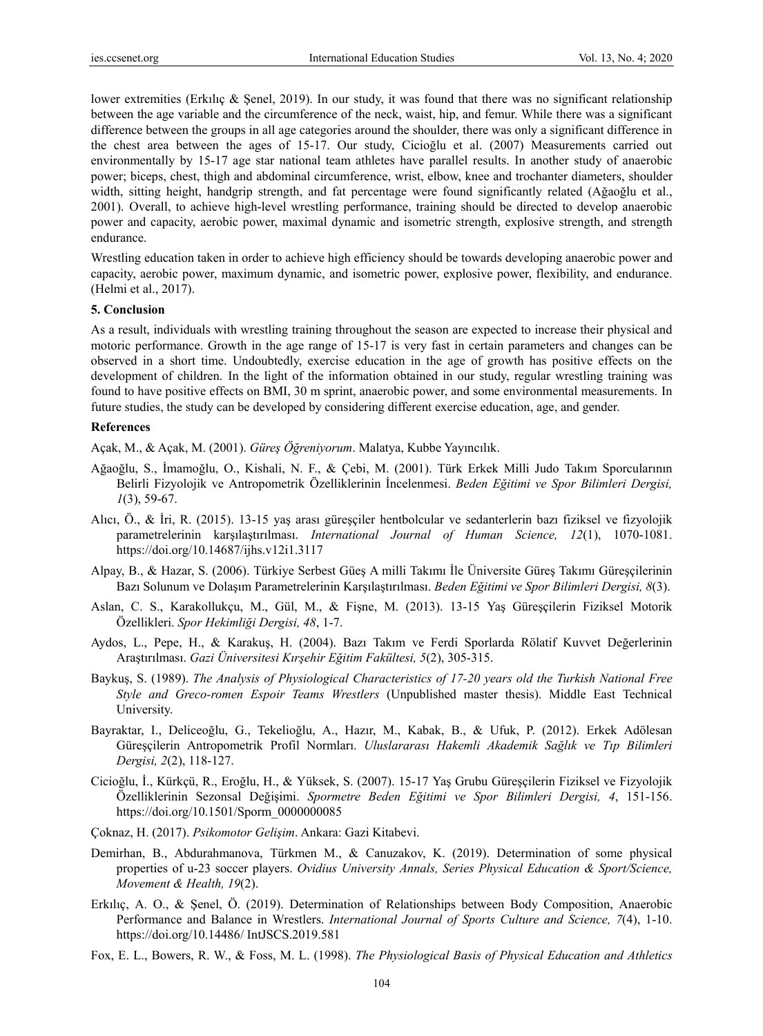lower extremities (Erkılıç & Şenel, 2019). In our study, it was found that there was no significant relationship between the age variable and the circumference of the neck, waist, hip, and femur. While there was a significant difference between the groups in all age categories around the shoulder, there was only a significant difference in the chest area between the ages of 15-17. Our study, Cicioğlu et al. (2007) Measurements carried out environmentally by 15-17 age star national team athletes have parallel results. In another study of anaerobic power; biceps, chest, thigh and abdominal circumference, wrist, elbow, knee and trochanter diameters, shoulder width, sitting height, handgrip strength, and fat percentage were found significantly related (Ağaoğlu et al., 2001). Overall, to achieve high-level wrestling performance, training should be directed to develop anaerobic power and capacity, aerobic power, maximal dynamic and isometric strength, explosive strength, and strength endurance.

Wrestling education taken in order to achieve high efficiency should be towards developing anaerobic power and capacity, aerobic power, maximum dynamic, and isometric power, explosive power, flexibility, and endurance. (Helmi et al., 2017).

## 5. Conclusion

As a result, individuals with wrestling training throughout the season are expected to increase their physical and motoric performance. Growth in the age range of 15-17 is very fast in certain parameters and changes can be observed in a short time. Undoubtedly, exercise education in the age of growth has positive effects on the development of children. In the light of the information obtained in our study, regular wrestling training was found to have positive effects on BMI, 30 m sprint, anaerobic power, and some environmental measurements. In future studies, the study can be developed by considering different exercise education, age, and gender.

## References

Açak, M., & Açak, M. (2001). *Güreş Öğreniyorum*. Malatya, Kubbe Yayıncılık.

Ağaoğlu, S., İmamoğlu, O., Kishali, N. F., & Çebi, M. (2001). Türk Erkek Milli Judo Takım Sporcularının Belirli Fizyolojik ve Antropometrik Özelliklerinin İncelenmesi. *Beden Eğitimi ve Spor Bilimleri Dergisi, 1*(3), 59-67.

Alıcı, Ö., & İri, R. (2015). 13-15 yaş arası güreşçiler hentbolcular ve sedanterlerin bazı fiziksel ve fizyolojik parametrelerinin karşılaştırılması. *International Journal of Human Science, 12*(1), 1070-1081. https://doi.org/10.14687/ijhs.v12i1.3117

Alpay, B., & Hazar, S. (2006). Türkiye Serbest Güeş A milli Takımı İle Üniversite Güreş Takımı Güreşçilerinin Bazı Solunum ve Dolaşım Parametrelerinin Karşılaştırılması. *Beden Eğitimi ve Spor Bilimleri Dergisi, 8*(3).

Aslan, C. S., Karakollukçu, M., Gül, M., & Fişne, M. (2013). 13-15 Yaş Güreşçilerin Fiziksel Motorik Özellikleri. *Spor Hekimliği Dergisi, 48*, 1-7.

Aydos, L., Pepe, H., & Karakuş, H. (2004). Bazı Takım ve Ferdi Sporlarda Rölatif Kuvvet Değerlerinin Araştırılması. *Gazi Üniversitesi Kırşehir Eğitim Fakültesi, 5*(2), 305-315.

Baykuş, S. (1989). *The Analysis of Physiological Characteristics of 17-20 years old the Turkish National Free Style and Greco-romen Espoir Teams Wrestlers* (Unpublished master thesis). Middle East Technical University.

Bayraktar, I., Deliceoğlu, G., Tekelioğlu, A., Hazır, M., Kabak, B., & Ufuk, P. (2012). Erkek Adölesan Güreşçilerin Antropometrik Profil Normları. *Uluslararası Hakemli Akademik Sağlık ve Tıp Bilimleri Dergisi, 2*(2), 118-127.

Cicioğlu, İ., Kürkçü, R., Eroğlu, H., & Yüksek, S. (2007). 15-17 Yaş Grubu Güreşçilerin Fiziksel ve Fizyolojik Özelliklerinin Sezonsal Değişimi. *Spormetre Beden Eğitimi ve Spor Bilimleri Dergisi, 4*, 151-156. https://doi.org/10.1501/Sporm_0000000085

Çoknaz, H. (2017). *Psikomotor Gelişim*. Ankara: Gazi Kitabevi.

Demirhan, B., Abdurahmanova, Türkmen M., & Canuzakov, K. (2019). Determination of some physical properties of u-23 soccer players. *Ovidius University Annals, Series Physical Education & Sport/Science, Movement & Health, 19*(2).

Erkılıç, A. O., & Şenel, Ö. (2019). Determination of Relationships between Body Composition, Anaerobic Performance and Balance in Wrestlers. *International Journal of Sports Culture and Science, 7*(4), 1-10. https://doi.org/10.14486/ IntJSCS.2019.581

Fox, E. L., Bowers, R. W., & Foss, M. L. (1998). *The Physiological Basis of Physical Education and Athletics*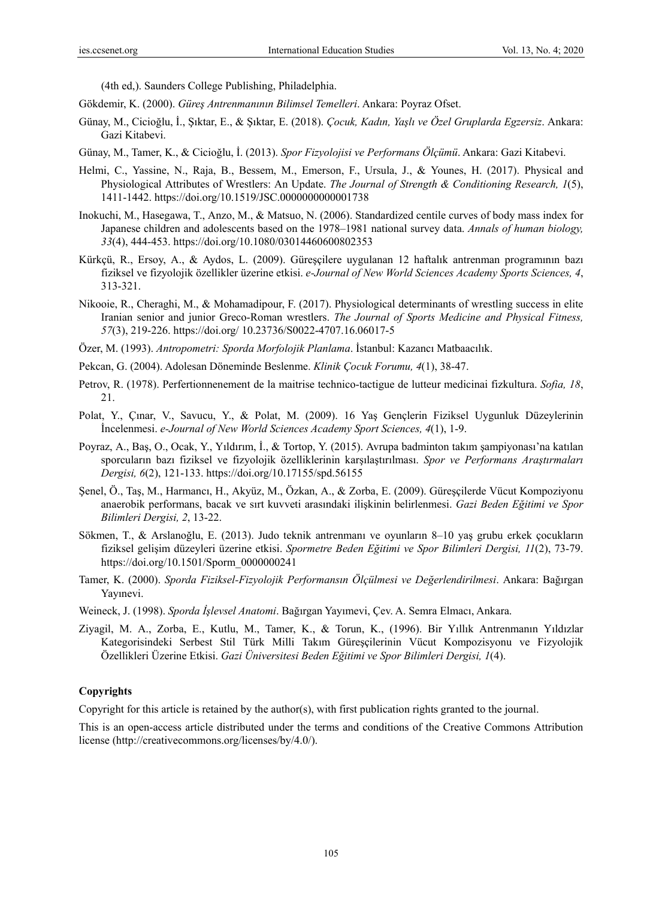(4th ed,). Saunders College Publishing, Philadelphia.

Gökdemir, K. (2000). *Güreş Antrenmanının Bilimsel Temelleri*. Ankara: Poyraz Ofset.

Günay, M., Cicioğlu, İ., Şıktar, E., & Şıktar, E. (2018). *Çocuk, Kadın, Yaşlı ve Özel Gruplarda Egzersiz*. Ankara: Gazi Kitabevi.

Günay, M., Tamer, K., & Cicioğlu, İ. (2013). *Spor Fizyolojisi ve Performans Ölçümü*. Ankara: Gazi Kitabevi.

Helmi, C., Yassine, N., Raja, B., Bessem, M., Emerson, F., Ursula, J., & Younes, H. (2017). Physical and Physiological Attributes of Wrestlers: An Update. *The Journal of Strength & Conditioning Research, 1*(5), 1411-1442. https://doi.org/10.1519/JSC.0000000000001738

Inokuchi, M., Hasegawa, T., Anzo, M., & Matsuo, N. (2006). Standardized centile curves of body mass index for Japanese children and adolescents based on the 1978–1981 national survey data. *Annals of human biology, 33*(4), 444-453. https://doi.org/10.1080/03014460600802353

Kürkçü, R., Ersoy, A., & Aydos, L. (2009). Güreşçilere uygulanan 12 haftalık antrenman programının bazı fiziksel ve fizyolojik özellikler üzerine etkisi. *e-Journal of New World Sciences Academy Sports Sciences, 4*, 313-321.

Nikooie, R., Cheraghi, M., & Mohamadipour, F. (2017). Physiological determinants of wrestling success in elite Iranian senior and junior Greco-Roman wrestlers. *The Journal of Sports Medicine and Physical Fitness, 57*(3), 219-226. https://doi.org/ 10.23736/S0022-4707.16.06017-5

Özer, M. (1993). *Antropometri: Sporda Morfolojik Planlama*. İstanbul: Kazancı Matbaacılık.

Pekcan, G. (2004). Adolesan Döneminde Beslenme. *Klinik Çocuk Forumu, 4*(1), 38-47.

Petrov, R. (1978). Perfertionnenement de la maitrise technico-tactigue de lutteur medicinai fizkultura. *Sofia, 18*, 21.

Polat, Y., Çınar, V., Savucu, Y., & Polat, M. (2009). 16 Yaş Gençlerin Fiziksel Uygunluk Düzeylerinin İncelenmesi. *e-Journal of New World Sciences Academy Sport Sciences, 4*(1), 1-9.

Poyraz, A., Baş, O., Ocak, Y., Yıldırım, İ., & Tortop, Y. (2015). Avrupa badminton takım şampiyonası'na katılan sporcuların bazı fiziksel ve fizyolojik özelliklerinin karşılaştırılması. *Spor ve Performans Araştırmaları Dergisi, 6*(2), 121-133. https://doi.org/10.17155/spd.56155

Şenel, Ö., Taş, M., Harmancı, H., Akyüz, M., Özkan, A., & Zorba, E. (2009). Güreşçilerde Vücut Kompoziyonu anaerobik performans, bacak ve sırt kuvveti arasındaki ilişkinin belirlenmesi. *Gazi Beden Eğitimi ve Spor Bilimleri Dergisi, 2*, 13-22.

Sökmen, T., & Arslanoğlu, E. (2013). Judo teknik antrenmanı ve oyunların 8–10 yaş grubu erkek çocukların fiziksel gelişim düzeyleri üzerine etkisi. *Spormetre Beden Eğitimi ve Spor Bilimleri Dergisi, 11*(2), 73-79. https://doi.org/10.1501/Sporm_0000000241

Tamer, K. (2000). *Sporda Fiziksel-Fizyolojik Performansın Ölçülmesi ve Değerlendirilmesi*. Ankara: Bağırgan Yayınevi.

Weineck, J. (1998). *Sporda İşlevsel Anatomi*. Bağırgan Yayımevi, Çev. A. Semra Elmacı, Ankara.

Ziyagil, M. A., Zorba, E., Kutlu, M., Tamer, K., & Torun, K., (1996). Bir Yıllık Antrenmanın Yıldızlar Kategorisindeki Serbest Stil Türk Milli Takım Güreşçilerinin Vücut Kompozisyonu ve Fizyolojik Özellikleri Üzerine Etkisi. *Gazi Üniversitesi Beden Eğitimi ve Spor Bilimleri Dergisi, 1*(4).

**Copyrights**

Copyright for this article is retained by the author(s), with first publication rights granted to the journal.

This is an open-access article distributed under the terms and conditions of the Creative Commons Attribution license (http://creativecommons.org/licenses/by/4.0/).